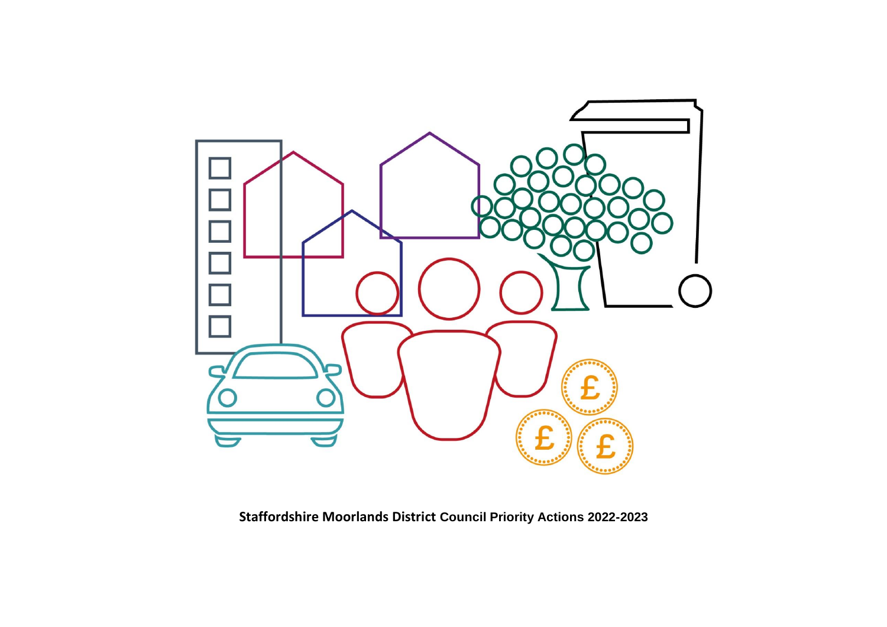**Staffordshire Moorlands District Council Priority Actions 2022-2023**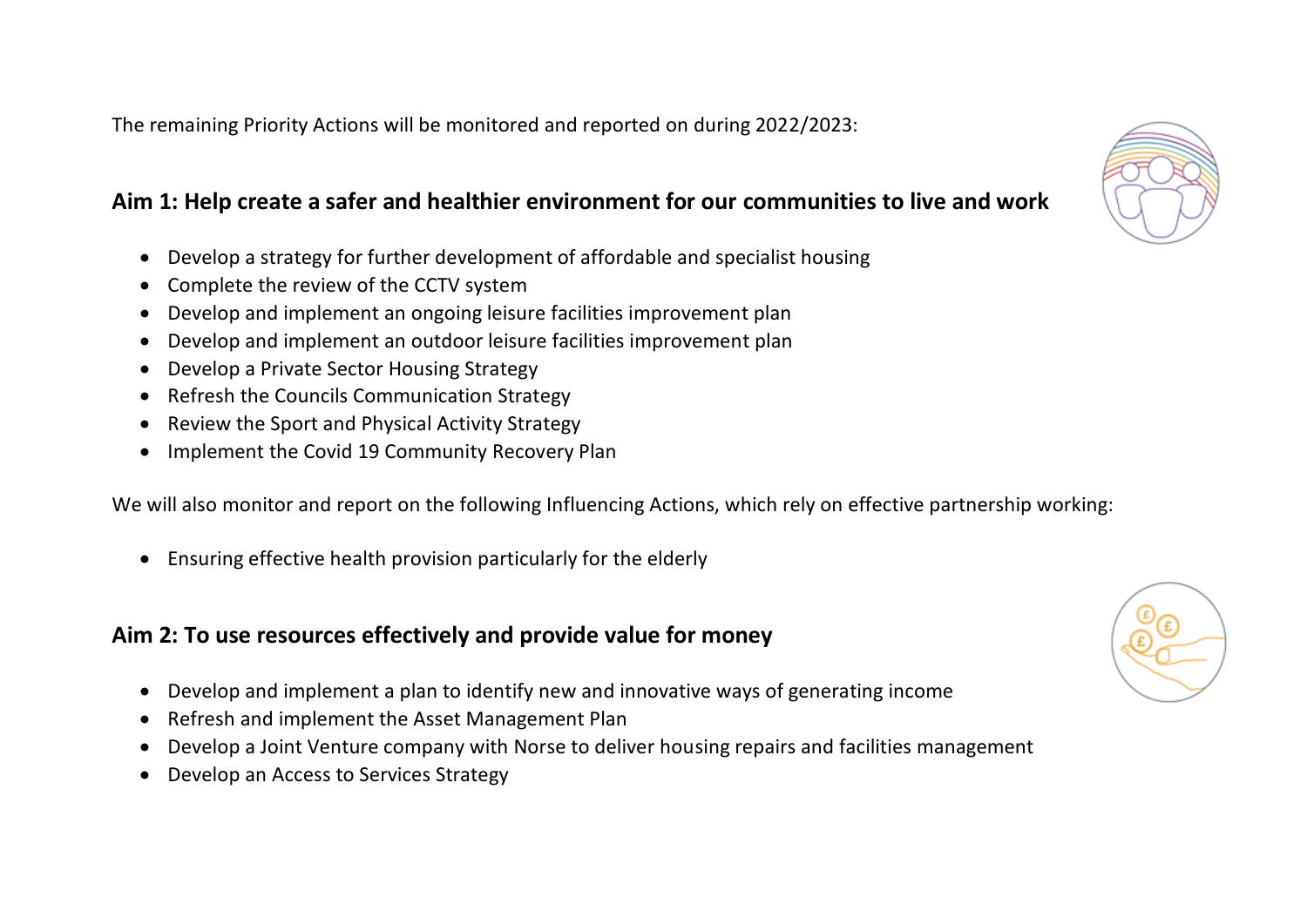The remaining Priority Actions will be monitored and reported on during 2022/2023:

## Aim 1: Help create a safer and healthier environment for our communities to live and work

- Develop a strategy for further development of affordable and specialist housing
- Complete the review of the CCTV system
- Develop and implement an ongoing leisure facilities improvement plan
- Develop and implement an outdoor leisure facilities improvement plan
- Develop a Private Sector Housing Strategy
- Refresh the Councils Communication Strategy
- Review the Sport and Physical Activity Strategy
- Implement the Covid 19 Community Recovery Plan

We will also monitor and report on the following Influencing Actions, which rely on effective partnership working:

- Ensuring effective health provision particularly for the elderly

## Aim 2: To use resources effectively and provide value for money

- Develop and implement a plan to identify new and innovative ways of generating income
- Refresh and implement the Asset Management Plan
- Develop a Joint Venture company with Norse to deliver housing repairs and facilities management
- Develop an Access to Services Strategy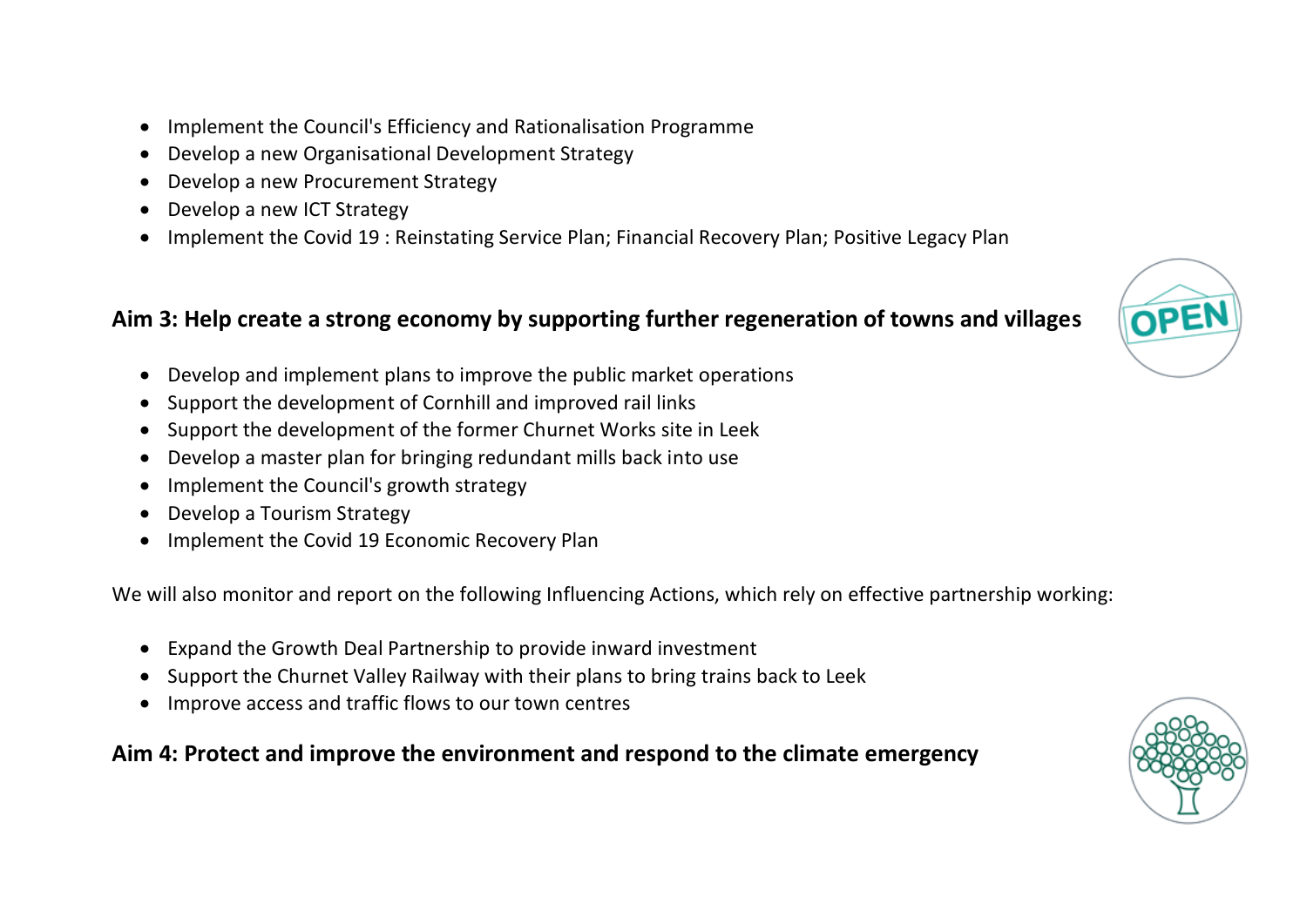- Implement the Council's Efficiency and Rationalisation Programme
- Develop a new Organisational Development Strategy
- Develop a new Procurement Strategy
- Develop a new ICT Strategy
- Implement the Covid 19 : Reinstating Service Plan; Financial Recovery Plan; Positive Legacy Plan

## Aim 3: Help create a strong economy by supporting further regeneration of towns and villages

- Develop and implement plans to improve the public market operations
- Support the development of Cornhill and improved rail links
- Support the development of the former Churnet Works site in Leek
- Develop a master plan for bringing redundant mills back into use
- Implement the Council's growth strategy
- Develop a Tourism Strategy
- Implement the Covid 19 Economic Recovery Plan

We will also monitor and report on the following Influencing Actions, which rely on effective partnership working:

- Expand the Growth Deal Partnership to provide inward investment
- Support the Churnet Valley Railway with their plans to bring trains back to Leek
- Improve access and traffic flows to our town centres

## Aim 4: Protect and improve the environment and respond to the climate emergency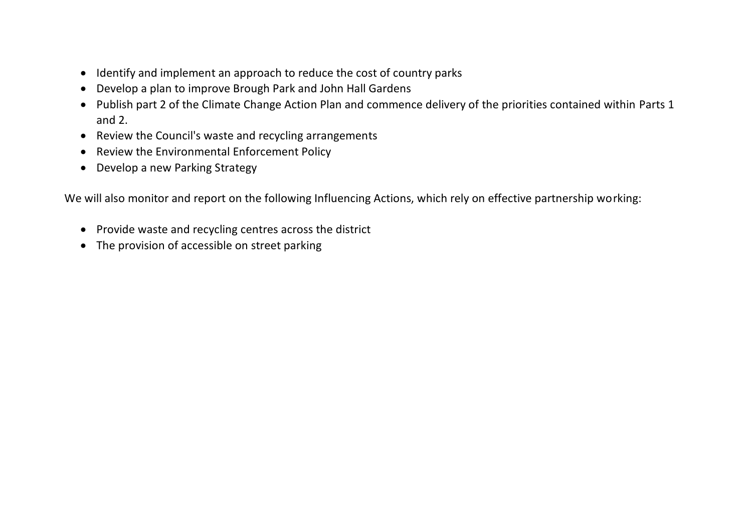- Identify and implement an approach to reduce the cost of country parks
- Develop a plan to improve Brough Park and John Hall Gardens
- Publish part 2 of the Climate Change Action Plan and commence delivery of the priorities contained within Parts 1 and 2.
- Review the Council's waste and recycling arrangements
- Review the Environmental Enforcement Policy
- Develop a new Parking Strategy

We will also monitor and report on the following Influencing Actions, which rely on effective partnership working:

- Provide waste and recycling centres across the district
- The provision of accessible on street parking